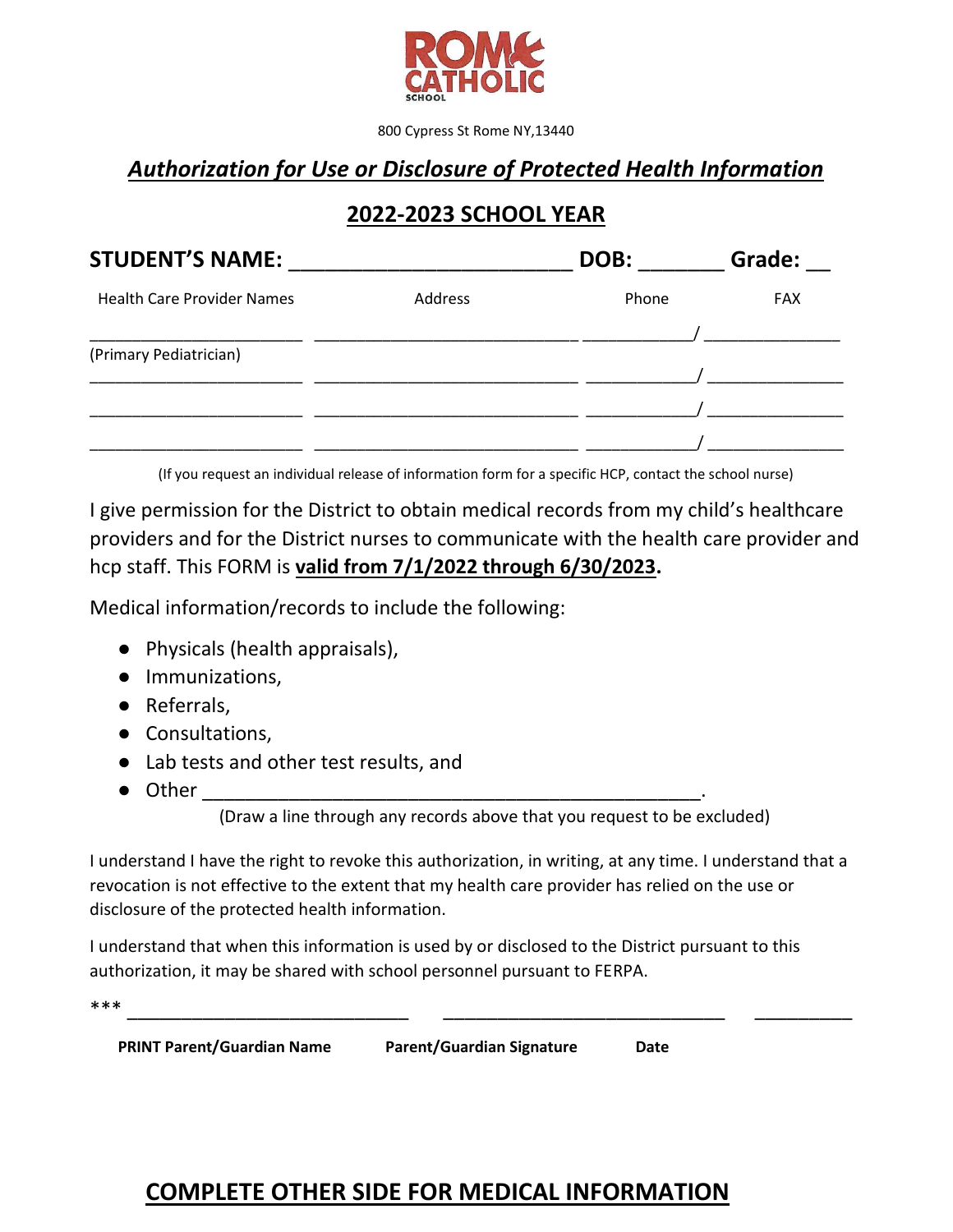**ROME CATHOLIC SCHOOL**

800 Cypress St Rome NY,13440

## ***Authorization for Use or Disclosure of Protected Health Information***

## **2022-2023 SCHOOL YEAR**

**STUDENT'S NAME:** ________________________ **DOB:** _______ **Grade:** __

| Health Care Provider Names | Address | Phone | FAX |
|---|---|---|---|
| ________________________ | ______________________________ | ____________/ | ______________ |
| (Primary Pediatrician) | | | |
| ________________________ | ______________________________ | ____________/ | ______________ |
| ________________________ | ______________________________ | ____________/ | ______________ |
| ________________________ | ______________________________ | ____________/ | ______________ |

(If you request an individual release of information form for a specific HCP, contact the school nurse)

I give permission for the District to obtain medical records from my child's healthcare providers and for the District nurses to communicate with the health care provider and hcp staff. This FORM is **valid from 7/1/2022 through 6/30/2023.**

Medical information/records to include the following:

- Physicals (health appraisals),
- Immunizations,
- Referrals,
- Consultations,
- Lab tests and other test results, and
- Other ________________________________________________.

(Draw a line through any records above that you request to be excluded)

I understand I have the right to revoke this authorization, in writing, at any time. I understand that a revocation is not effective to the extent that my health care provider has relied on the use or disclosure of the protected health information.

I understand that when this information is used by or disclosed to the District pursuant to this authorization, it may be shared with school personnel pursuant to FERPA.

*** ______________________________ ______________________________ __________

**PRINT Parent/Guardian Name** **Parent/Guardian Signature** **Date**

## **COMPLETE OTHER SIDE FOR MEDICAL INFORMATION**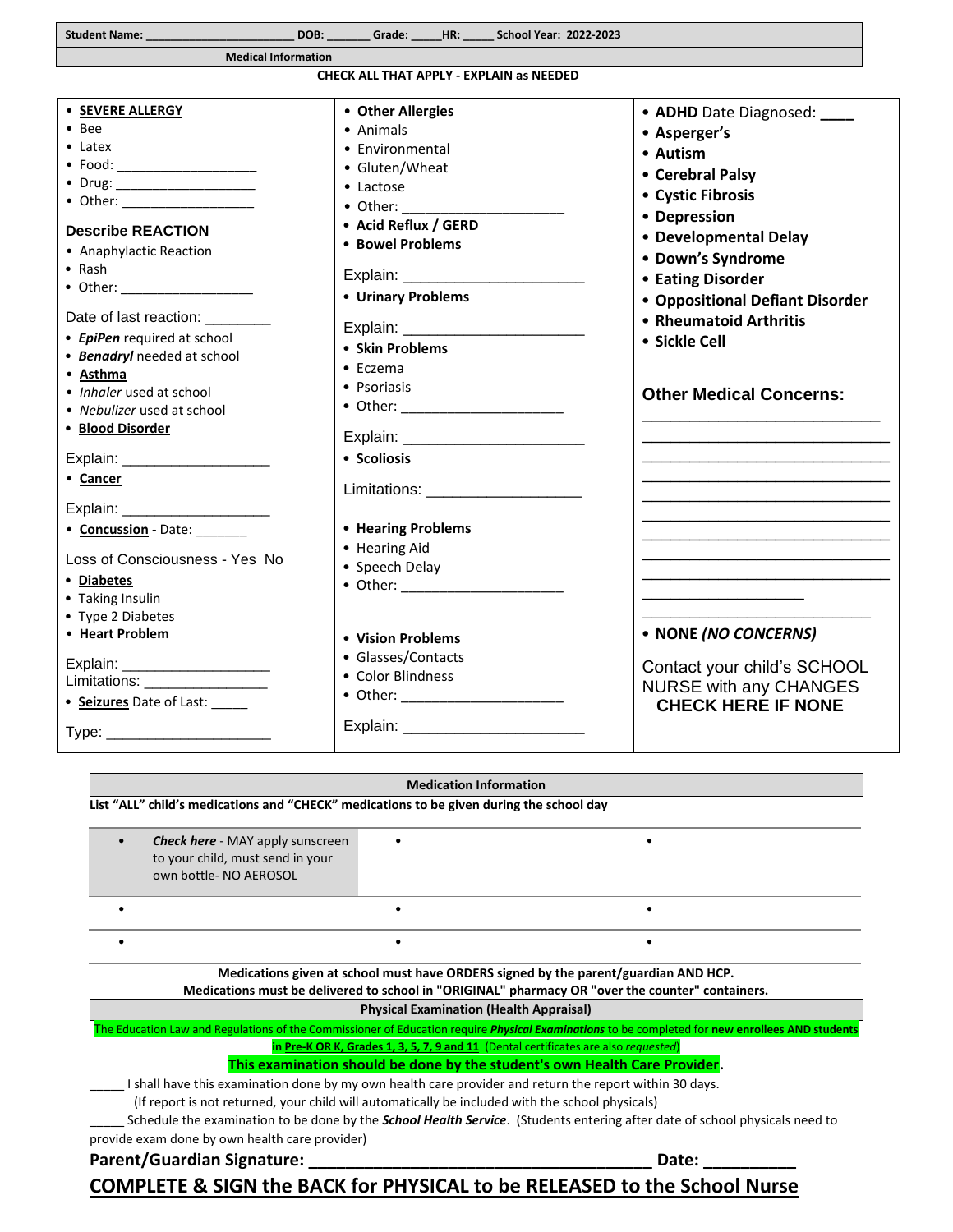**Student Name:** ______________________ **DOB:** _______ **Grade:** _____ **HR:** _____ **School Year: 2022-2023**

**Medical Information**

**CHECK ALL THAT APPLY - EXPLAIN as NEEDED**

- **SEVERE ALLERGY**
- Bee
- Latex
- Food: ___________________
- Drug: ___________________
- Other: ___________________

**Describe REACTION**

- Anaphylactic Reaction
- Rash
- Other: __________________

Date of last reaction: ________

- ***EpiPen*** required at school
- ***Benadryl*** needed at school
- **Asthma**
- *Inhaler* used at school
- *Nebulizer* used at school
- **Blood Disorder**

Explain: ___________________

- **Cancer**

Explain: ___________________

- **Concussion** - Date: _______

Loss of Consciousness - Yes No

- **Diabetes**
- Taking Insulin
- Type 2 Diabetes
- **Heart Problem**

Explain: ___________________
Limitations: ________________

- **Seizures** Date of Last: _____

Type: _____________________

- **Other Allergies**
- Animals
- Environmental
- Gluten/Wheat
- Lactose
- Other: _____________________
- **Acid Reflux / GERD**
- **Bowel Problems**

Explain: ______________________

- **Urinary Problems**

Explain: ______________________

- **Skin Problems**
- Eczema
- Psoriasis
- Other: _____________________

Explain: ______________________

- **Scoliosis**

Limitations: ___________________

- **Hearing Problems**
- Hearing Aid
- Speech Delay
- Other: _____________________
- **Vision Problems**
- Glasses/Contacts
- Color Blindness
- Other: _____________________

Explain: ______________________

- **ADHD** Date Diagnosed: ____
- **Asperger's**
- **Autism**
- **Cerebral Palsy**
- **Cystic Fibrosis**
- **Depression**
- **Developmental Delay**
- **Down's Syndrome**
- **Eating Disorder**
- **Oppositional Defiant Disorder**
- **Rheumatoid Arthritis**
- **Sickle Cell**

**Other Medical Concerns:**

______________________________
______________________________
______________________________
______________________________
______________________________
______________________________
______________________________
______________________________
______________________________
______________________________

- **NONE *(NO CONCERNS)***

Contact your child's SCHOOL NURSE with any CHANGES
**CHECK HERE IF NONE**

**Medication Information**

**List "ALL" child's medications and "CHECK" medications to be given during the school day**

| | | |
|---|---|---|
| • ***Check here*** - MAY apply sunscreen to your child, must send in your own bottle- NO AEROSOL | • | • |
| • | • | • |
| • | • | • |

**Medications given at school must have ORDERS signed by the parent/guardian AND HCP.**
**Medications must be delivered to school in "ORIGINAL" pharmacy OR "over the counter" containers.**

**Physical Examination (Health Appraisal)**

The Education Law and Regulations of the Commissioner of Education require ***Physical Examinations*** to be completed for **new enrollees AND students in Pre-K OR K, Grades 1, 3, 5, 7, 9 and 11** (Dental certificates are also *requested*)

**This examination should be done by the student's own Health Care Provider.**

_____ I shall have this examination done by my own health care provider and return the report within 30 days.
(If report is not returned, your child will automatically be included with the school physicals)

_____ Schedule the examination to be done by the ***School Health Service***. (Students entering after date of school physicals need to provide exam done by own health care provider)

**Parent/Guardian Signature:** ______________________________________ **Date:** __________

**COMPLETE & SIGN the BACK for PHYSICAL to be RELEASED to the School Nurse**